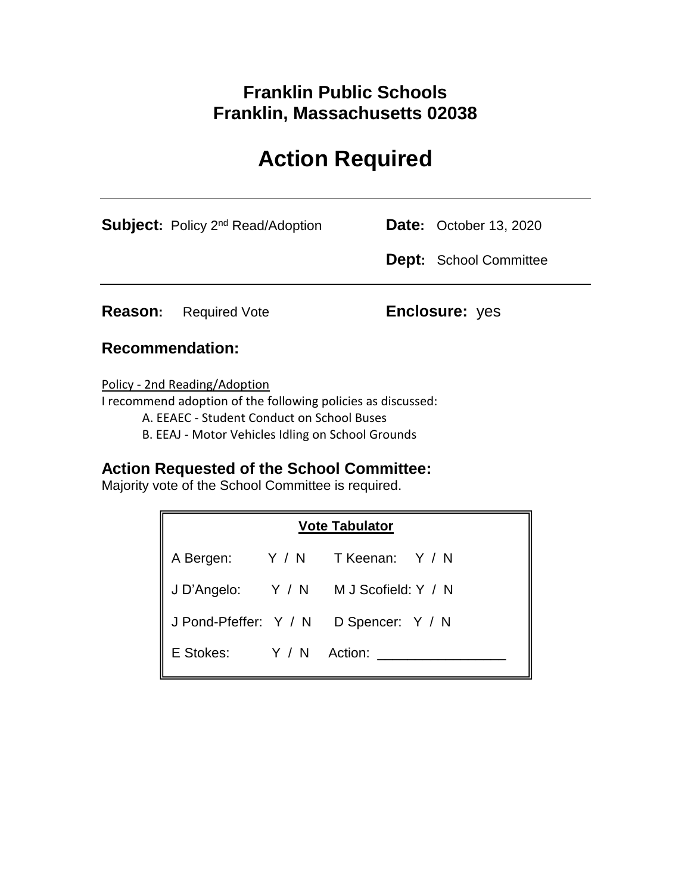# Franklin Public Schools
# Franklin, Massachusetts 02038

# Action Required

**Subject:** Policy 2nd Read/Adoption

**Date:** October 13, 2020

**Dept:** School Committee

**Reason:** Required Vote

**Enclosure:** yes

## Recommendation:

Policy - 2nd Reading/Adoption

I recommend adoption of the following policies as discussed:

A. EEAEC - Student Conduct on School Buses

B. EEAJ - Motor Vehicles Idling on School Grounds

## Action Requested of the School Committee:

Majority vote of the School Committee is required.

| Vote Tabulator | |
|---|---|
| A Bergen: Y / N | T Keenan: Y / N |
| J D'Angelo: Y / N | M J Scofield: Y / N |
| J Pond-Pfeffer: Y / N | D Spencer: Y / N |
| E Stokes: Y / N | Action: _________________ |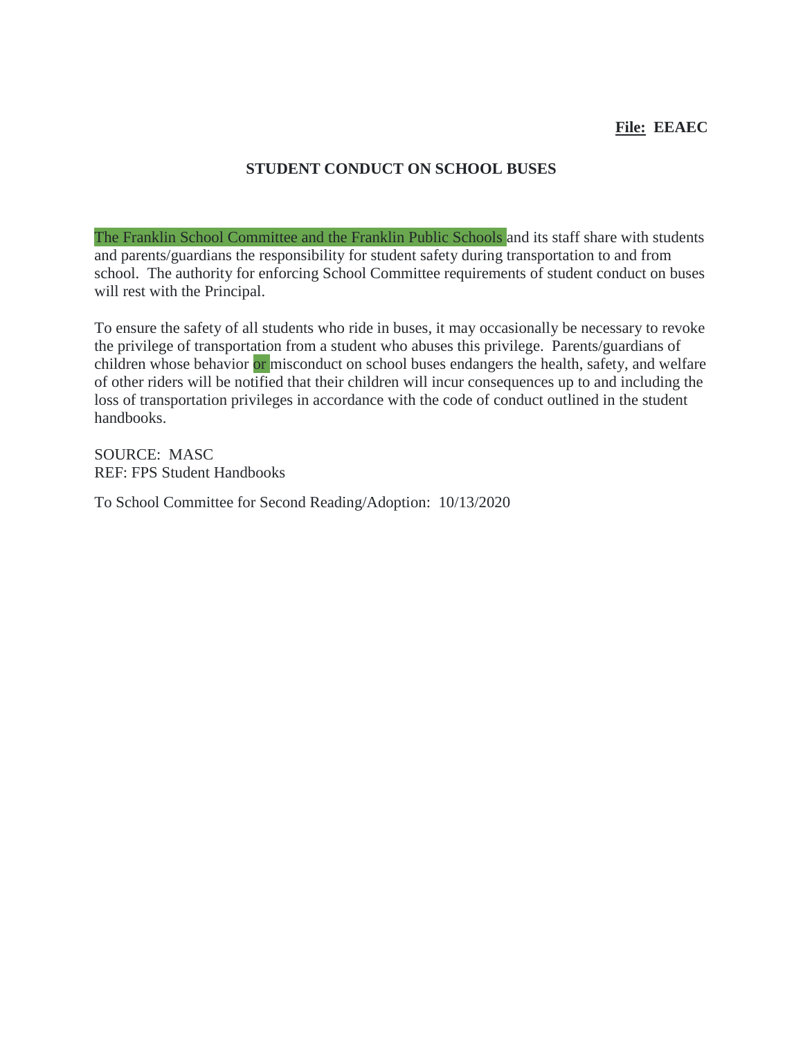**File: EEAEC**

## STUDENT CONDUCT ON SCHOOL BUSES

The Franklin School Committee and the Franklin Public Schools and its staff share with students and parents/guardians the responsibility for student safety during transportation to and from school. The authority for enforcing School Committee requirements of student conduct on buses will rest with the Principal.

To ensure the safety of all students who ride in buses, it may occasionally be necessary to revoke the privilege of transportation from a student who abuses this privilege. Parents/guardians of children whose behavior or misconduct on school buses endangers the health, safety, and welfare of other riders will be notified that their children will incur consequences up to and including the loss of transportation privileges in accordance with the code of conduct outlined in the student handbooks.

SOURCE: MASC
REF: FPS Student Handbooks

To School Committee for Second Reading/Adoption: 10/13/2020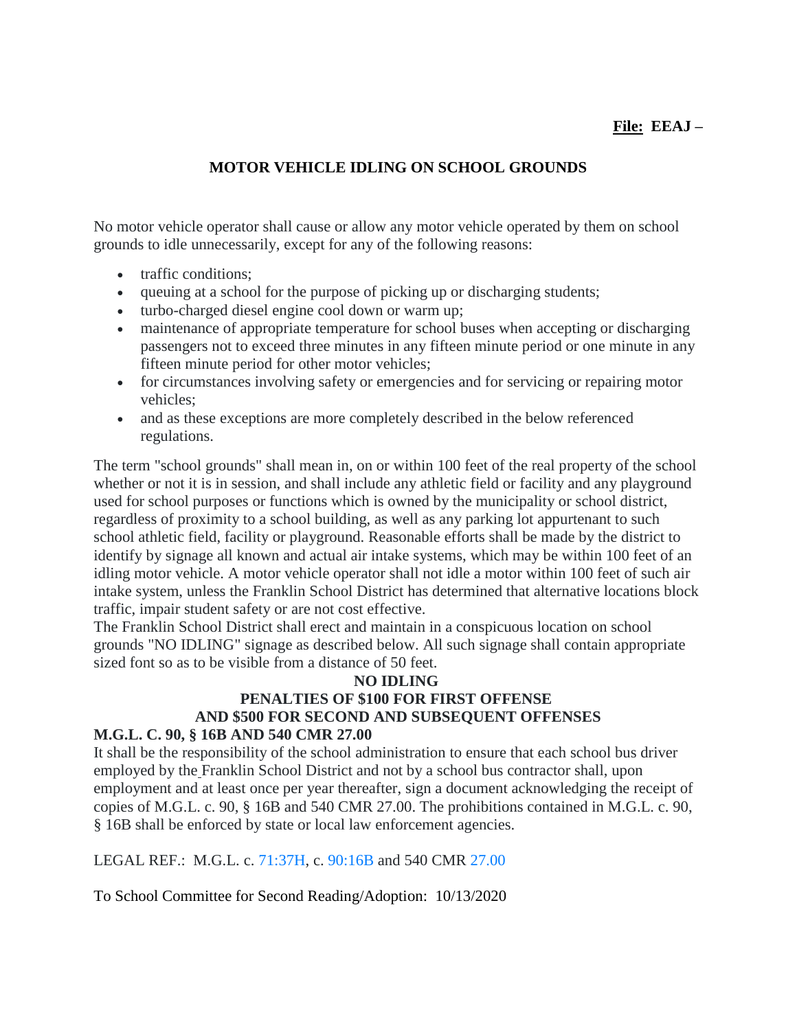**File: EEAJ –**

## MOTOR VEHICLE IDLING ON SCHOOL GROUNDS

No motor vehicle operator shall cause or allow any motor vehicle operated by them on school grounds to idle unnecessarily, except for any of the following reasons:

- traffic conditions;
- queuing at a school for the purpose of picking up or discharging students;
- turbo-charged diesel engine cool down or warm up;
- maintenance of appropriate temperature for school buses when accepting or discharging passengers not to exceed three minutes in any fifteen minute period or one minute in any fifteen minute period for other motor vehicles;
- for circumstances involving safety or emergencies and for servicing or repairing motor vehicles;
- and as these exceptions are more completely described in the below referenced regulations.

The term "school grounds" shall mean in, on or within 100 feet of the real property of the school whether or not it is in session, and shall include any athletic field or facility and any playground used for school purposes or functions which is owned by the municipality or school district, regardless of proximity to a school building, as well as any parking lot appurtenant to such school athletic field, facility or playground. Reasonable efforts shall be made by the district to identify by signage all known and actual air intake systems, which may be within 100 feet of an idling motor vehicle. A motor vehicle operator shall not idle a motor within 100 feet of such air intake system, unless the Franklin School District has determined that alternative locations block traffic, impair student safety or are not cost effective.

The Franklin School District shall erect and maintain in a conspicuous location on school grounds "NO IDLING" signage as described below. All such signage shall contain appropriate sized font so as to be visible from a distance of 50 feet.

**NO IDLING**
**PENALTIES OF $100 FOR FIRST OFFENSE**
**AND $500 FOR SECOND AND SUBSEQUENT OFFENSES**
**M.G.L. C. 90, § 16B AND 540 CMR 27.00**

It shall be the responsibility of the school administration to ensure that each school bus driver employed by the Franklin School District and not by a school bus contractor shall, upon employment and at least once per year thereafter, sign a document acknowledging the receipt of copies of M.G.L. c. 90, § 16B and 540 CMR 27.00. The prohibitions contained in M.G.L. c. 90, § 16B shall be enforced by state or local law enforcement agencies.

LEGAL REF.: M.G.L. c. 71:37H, c. 90:16B and 540 CMR 27.00

To School Committee for Second Reading/Adoption: 10/13/2020